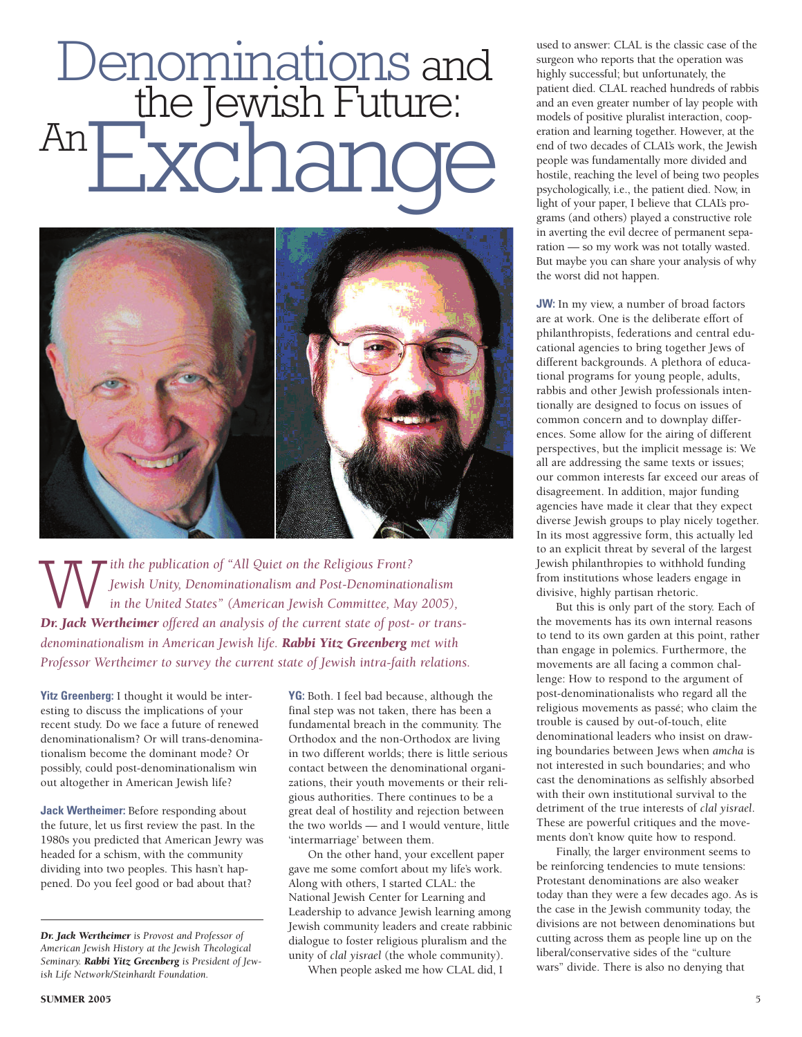# Denominations and the Jewish Future: An Exchange

*With the publication of "All Quiet on the Religious Front? Jewish Unity, Denominationalism and Post-Denominationalism in the United States" (American Jewish Committee, May 2005),* ***Dr. Jack Wertheimer*** *offered an analysis of the current state of post- or trans-denominationalism in American Jewish life.* ***Rabbi Yitz Greenberg*** *met with Professor Wertheimer to survey the current state of Jewish intra-faith relations.*

**Yitz Greenberg:** I thought it would be interesting to discuss the implications of your recent study. Do we face a future of renewed denominationalism? Or will trans-denominationalism become the dominant mode? Or possibly, could post-denominationalism win out altogether in American Jewish life?

**Jack Wertheimer:** Before responding about the future, let us first review the past. In the 1980s you predicted that American Jewry was headed for a schism, with the community dividing into two peoples. This hasn't happened. Do you feel good or bad about that?

**YG:** Both. I feel bad because, although the final step was not taken, there has been a fundamental breach in the community. The Orthodox and the non-Orthodox are living in two different worlds; there is little serious contact between the denominational organizations, their youth movements or their religious authorities. There continues to be a great deal of hostility and rejection between the two worlds — and I would venture, little 'intermarriage' between them.

On the other hand, your excellent paper gave me some comfort about my life's work. Along with others, I started CLAL: the National Jewish Center for Learning and Leadership to advance Jewish learning among Jewish community leaders and create rabbinic dialogue to foster religious pluralism and the unity of *clal yisrael* (the whole community).

When people asked me how CLAL did, I used to answer: CLAL is the classic case of the surgeon who reports that the operation was highly successful; but unfortunately, the patient died. CLAL reached hundreds of rabbis and an even greater number of lay people with models of positive pluralist interaction, cooperation and learning together. However, at the end of two decades of CLAL's work, the Jewish people was fundamentally more divided and hostile, reaching the level of being two peoples psychologically, i.e., the patient died. Now, in light of your paper, I believe that CLAL's programs (and others) played a constructive role in averting the evil decree of permanent separation — so my work was not totally wasted. But maybe you can share your analysis of why the worst did not happen.

**JW:** In my view, a number of broad factors are at work. One is the deliberate effort of philanthropists, federations and central educational agencies to bring together Jews of different backgrounds. A plethora of educational programs for young people, adults, rabbis and other Jewish professionals intentionally are designed to focus on issues of common concern and to downplay differences. Some allow for the airing of different perspectives, but the implicit message is: We all are addressing the same texts or issues; our common interests far exceed our areas of disagreement. In addition, major funding agencies have made it clear that they expect diverse Jewish groups to play nicely together. In its most aggressive form, this actually led to an explicit threat by several of the largest Jewish philanthropies to withhold funding from institutions whose leaders engage in divisive, highly partisan rhetoric.

But this is only part of the story. Each of the movements has its own internal reasons to tend to its own garden at this point, rather than engage in polemics. Furthermore, the movements are all facing a common challenge: How to respond to the argument of post-denominationalists who regard all the religious movements as passé; who claim the trouble is caused by out-of-touch, elite denominational leaders who insist on drawing boundaries between Jews when *amcha* is not interested in such boundaries; and who cast the denominations as selfishly absorbed with their own institutional survival to the detriment of the true interests of *clal yisrael*. These are powerful critiques and the movements don't know quite how to respond.

Finally, the larger environment seems to be reinforcing tendencies to mute tensions: Protestant denominations are also weaker today than they were a few decades ago. As is the case in the Jewish community today, the divisions are not between denominations but cutting across them as people line up on the liberal/conservative sides of the "culture wars" divide. There is also no denying that

***Dr. Jack Wertheimer*** *is Provost and Professor of American Jewish History at the Jewish Theological Seminary.* ***Rabbi Yitz Greenberg*** *is President of Jewish Life Network/Steinhardt Foundation.*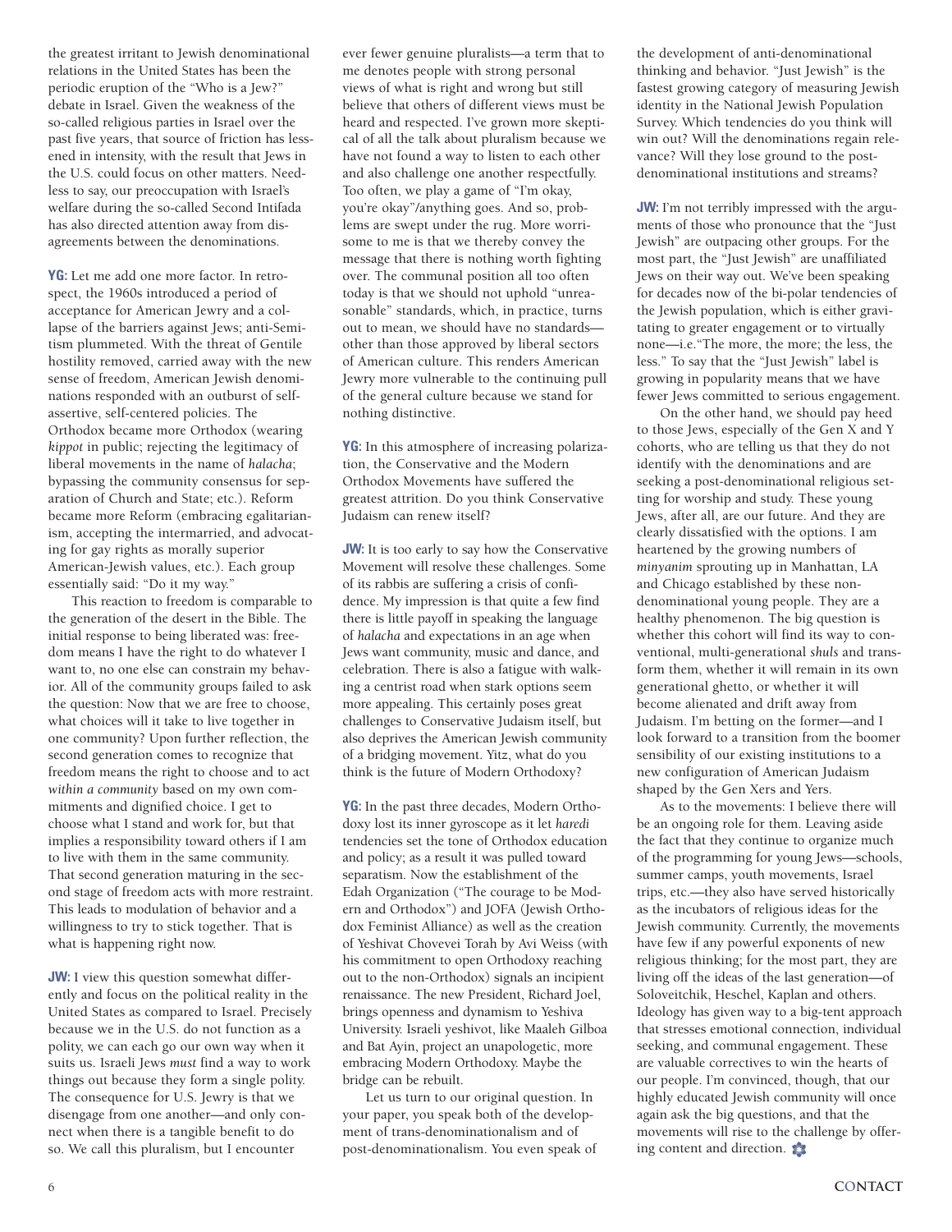the greatest irritant to Jewish denominational relations in the United States has been the periodic eruption of the "Who is a Jew?" debate in Israel. Given the weakness of the so-called religious parties in Israel over the past five years, that source of friction has lessened in intensity, with the result that Jews in the U.S. could focus on other matters. Needless to say, our preoccupation with Israel's welfare during the so-called Second Intifada has also directed attention away from disagreements between the denominations.

**YG:** Let me add one more factor. In retrospect, the 1960s introduced a period of acceptance for American Jewry and a collapse of the barriers against Jews; anti-Semitism plummeted. With the threat of Gentile hostility removed, carried away with the new sense of freedom, American Jewish denominations responded with an outburst of self-assertive, self-centered policies. The Orthodox became more Orthodox (wearing *kippot* in public; rejecting the legitimacy of liberal movements in the name of *halacha*; bypassing the community consensus for separation of Church and State; etc.). Reform became more Reform (embracing egalitarianism, accepting the intermarried, and advocating for gay rights as morally superior American-Jewish values, etc.). Each group essentially said: "Do it my way."

This reaction to freedom is comparable to the generation of the desert in the Bible. The initial response to being liberated was: freedom means I have the right to do whatever I want to, no one else can constrain my behavior. All of the community groups failed to ask the question: Now that we are free to choose, what choices will it take to live together in one community? Upon further reflection, the second generation comes to recognize that freedom means the right to choose and to act *within a community* based on my own commitments and dignified choice. I get to choose what I stand and work for, but that implies a responsibility toward others if I am to live with them in the same community. That second generation maturing in the second stage of freedom acts with more restraint. This leads to modulation of behavior and a willingness to try to stick together. That is what is happening right now.

**JW:** I view this question somewhat differently and focus on the political reality in the United States as compared to Israel. Precisely because we in the U.S. do not function as a polity, we can each go our own way when it suits us. Israeli Jews *must* find a way to work things out because they form a single polity. The consequence for U.S. Jewry is that we disengage from one another—and only connect when there is a tangible benefit to do so. We call this pluralism, but I encounter ever fewer genuine pluralists—a term that to me denotes people with strong personal views of what is right and wrong but still believe that others of different views must be heard and respected. I've grown more skeptical of all the talk about pluralism because we have not found a way to listen to each other and also challenge one another respectfully. Too often, we play a game of "I'm okay, you're okay"/anything goes. And so, problems are swept under the rug. More worrisome to me is that we thereby convey the message that there is nothing worth fighting over. The communal position all too often today is that we should not uphold "unreasonable" standards, which, in practice, turns out to mean, we should have no standards—other than those approved by liberal sectors of American culture. This renders American Jewry more vulnerable to the continuing pull of the general culture because we stand for nothing distinctive.

**YG:** In this atmosphere of increasing polarization, the Conservative and the Modern Orthodox Movements have suffered the greatest attrition. Do you think Conservative Judaism can renew itself?

**JW:** It is too early to say how the Conservative Movement will resolve these challenges. Some of its rabbis are suffering a crisis of confidence. My impression is that quite a few find there is little payoff in speaking the language of *halacha* and expectations in an age when Jews want community, music and dance, and celebration. There is also a fatigue with walking a centrist road when stark options seem more appealing. This certainly poses great challenges to Conservative Judaism itself, but also deprives the American Jewish community of a bridging movement. Yitz, what do you think is the future of Modern Orthodoxy?

**YG:** In the past three decades, Modern Orthodoxy lost its inner gyroscope as it let *haredi* tendencies set the tone of Orthodox education and policy; as a result it was pulled toward separatism. Now the establishment of the Edah Organization ("The courage to be Modern and Orthodox") and JOFA (Jewish Orthodox Feminist Alliance) as well as the creation of Yeshivat Chovevei Torah by Avi Weiss (with his commitment to open Orthodoxy reaching out to the non-Orthodox) signals an incipient renaissance. The new President, Richard Joel, brings openness and dynamism to Yeshiva University. Israeli yeshivot, like Maaleh Gilboa and Bat Ayin, project an unapologetic, more embracing Modern Orthodoxy. Maybe the bridge can be rebuilt.

Let us turn to our original question. In your paper, you speak both of the development of trans-denominationalism and of post-denominationalism. You even speak of the development of anti-denominational thinking and behavior. "Just Jewish" is the fastest growing category of measuring Jewish identity in the National Jewish Population Survey. Which tendencies do you think will win out? Will the denominations regain relevance? Will they lose ground to the post-denominational institutions and streams?

**JW:** I'm not terribly impressed with the arguments of those who pronounce that the "Just Jewish" are outpacing other groups. For the most part, the "Just Jewish" are unaffiliated Jews on their way out. We've been speaking for decades now of the bi-polar tendencies of the Jewish population, which is either gravitating to greater engagement or to virtually none—i.e."The more, the more; the less, the less." To say that the "Just Jewish" label is growing in popularity means that we have fewer Jews committed to serious engagement.

On the other hand, we should pay heed to those Jews, especially of the Gen X and Y cohorts, who are telling us that they do not identify with the denominations and are seeking a post-denominational religious setting for worship and study. These young Jews, after all, are our future. And they are clearly dissatisfied with the options. I am heartened by the growing numbers of *minyanim* sprouting up in Manhattan, LA and Chicago established by these non-denominational young people. They are a healthy phenomenon. The big question is whether this cohort will find its way to conventional, multi-generational *shuls* and transform them, whether it will remain in its own generational ghetto, or whether it will become alienated and drift away from Judaism. I'm betting on the former—and I look forward to a transition from the boomer sensibility of our existing institutions to a new configuration of American Judaism shaped by the Gen Xers and Yers.

As to the movements: I believe there will be an ongoing role for them. Leaving aside the fact that they continue to organize much of the programming for young Jews—schools, summer camps, youth movements, Israel trips, etc.—they also have served historically as the incubators of religious ideas for the Jewish community. Currently, the movements have few if any powerful exponents of new religious thinking; for the most part, they are living off the ideas of the last generation—of Soloveitchik, Heschel, Kaplan and others. Ideology has given way to a big-tent approach that stresses emotional connection, individual seeking, and communal engagement. These are valuable correctives to win the hearts of our people. I'm convinced, though, that our highly educated Jewish community will once again ask the big questions, and that the movements will rise to the challenge by offering content and direction.